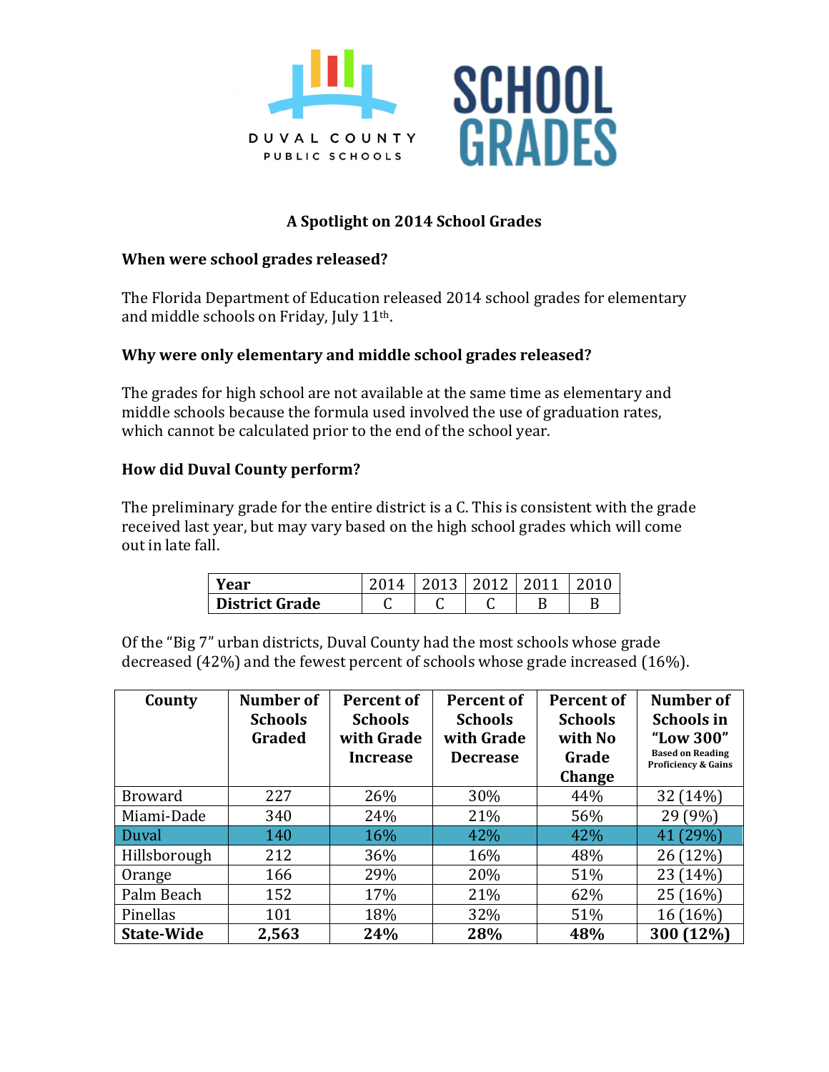DUVAL COUNTY PUBLIC SCHOOLS

SCHOOL GRADES

## A Spotlight on 2014 School Grades

### When were school grades released?

The Florida Department of Education released 2014 school grades for elementary and middle schools on Friday, July 11th.

### Why were only elementary and middle school grades released?

The grades for high school are not available at the same time as elementary and middle schools because the formula used involved the use of graduation rates, which cannot be calculated prior to the end of the school year.

### How did Duval County perform?

The preliminary grade for the entire district is a C. This is consistent with the grade received last year, but may vary based on the high school grades which will come out in late fall.

| **Year** | 2014 | 2013 | 2012 | 2011 | 2010 |
|---|---|---|---|---|---|
| **District Grade** | C | C | C | B | B |

Of the "Big 7" urban districts, Duval County had the most schools whose grade decreased (42%) and the fewest percent of schools whose grade increased (16%).

| County | Number of Schools Graded | Percent of Schools with Grade Increase | Percent of Schools with Grade Decrease | Percent of Schools with No Grade Change | Number of Schools in "Low 300" Based on Reading Proficiency & Gains |
|---|---|---|---|---|---|
| Broward | 227 | 26% | 30% | 44% | 32 (14%) |
| Miami-Dade | 340 | 24% | 21% | 56% | 29 (9%) |
| Duval | 140 | 16% | 42% | 42% | 41 (29%) |
| Hillsborough | 212 | 36% | 16% | 48% | 26 (12%) |
| Orange | 166 | 29% | 20% | 51% | 23 (14%) |
| Palm Beach | 152 | 17% | 21% | 62% | 25 (16%) |
| Pinellas | 101 | 18% | 32% | 51% | 16 (16%) |
| **State-Wide** | **2,563** | **24%** | **28%** | **48%** | **300 (12%)** |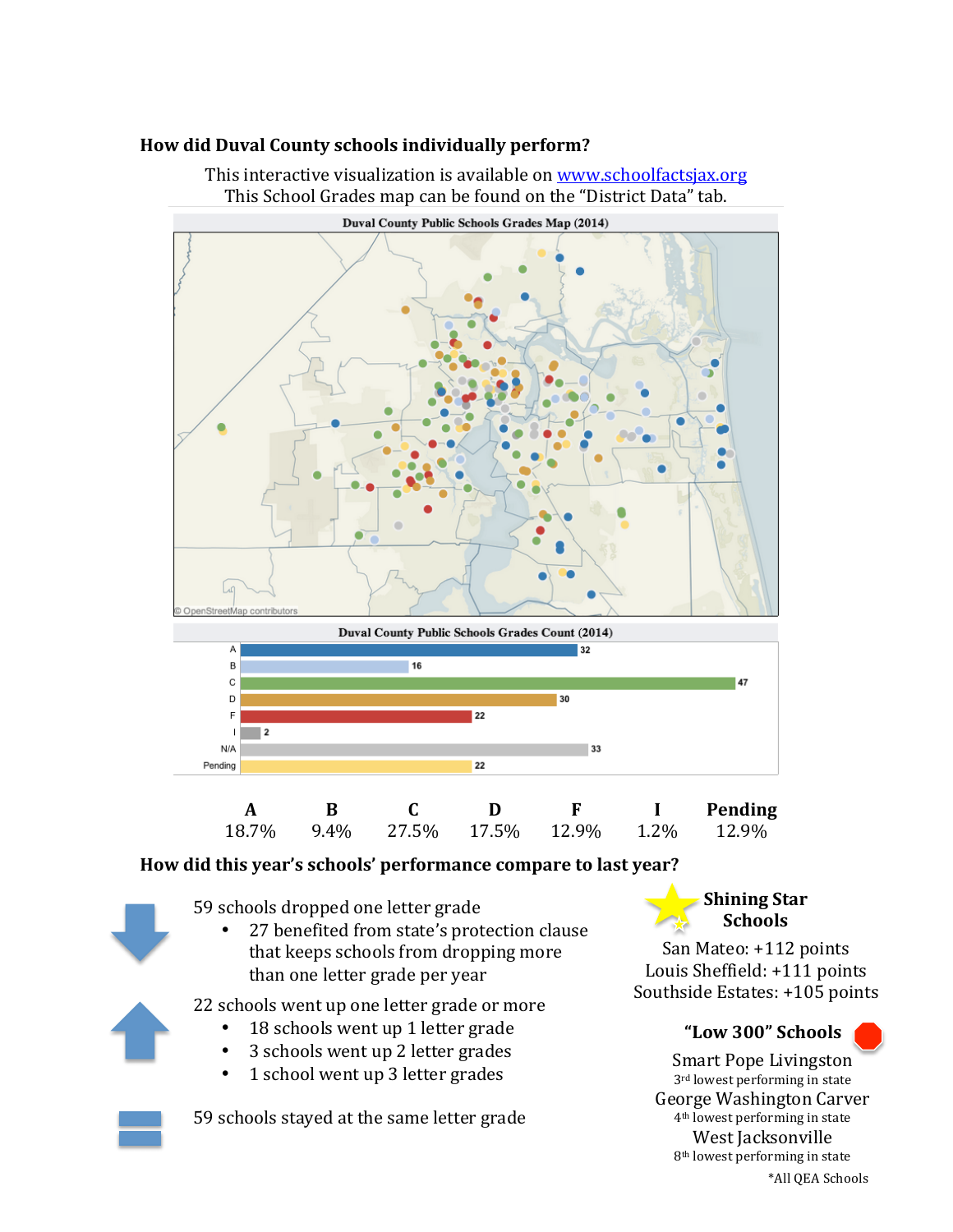## How did Duval County schools individually perform?

This interactive visualization is available on www.schoolfactsjax.org
This School Grades map can be found on the "District Data" tab.

Duval County Public Schools Grades Map (2014)

© OpenStreetMap contributors

Duval County Public Schools Grades Count (2014)

A 32
B 16
C 47
D 30
F 22
I 2
N/A 33
Pending 22

| A | B | C | D | F | I | Pending |
|---|---|---|---|---|---|---|
| 18.7% | 9.4% | 27.5% | 17.5% | 12.9% | 1.2% | 12.9% |

## How did this year's schools' performance compare to last year?

59 schools dropped one letter grade

- 27 benefited from state's protection clause that keeps schools from dropping more than one letter grade per year

22 schools went up one letter grade or more

- 18 schools went up 1 letter grade
- 3 schools went up 2 letter grades
- 1 school went up 3 letter grades

59 schools stayed at the same letter grade

**Shining Star Schools**

San Mateo: +112 points
Louis Sheffield: +111 points
Southside Estates: +105 points

**"Low 300" Schools**

Smart Pope Livingston
3rd lowest performing in state
George Washington Carver
4th lowest performing in state
West Jacksonville
8th lowest performing in state

*All QEA Schools